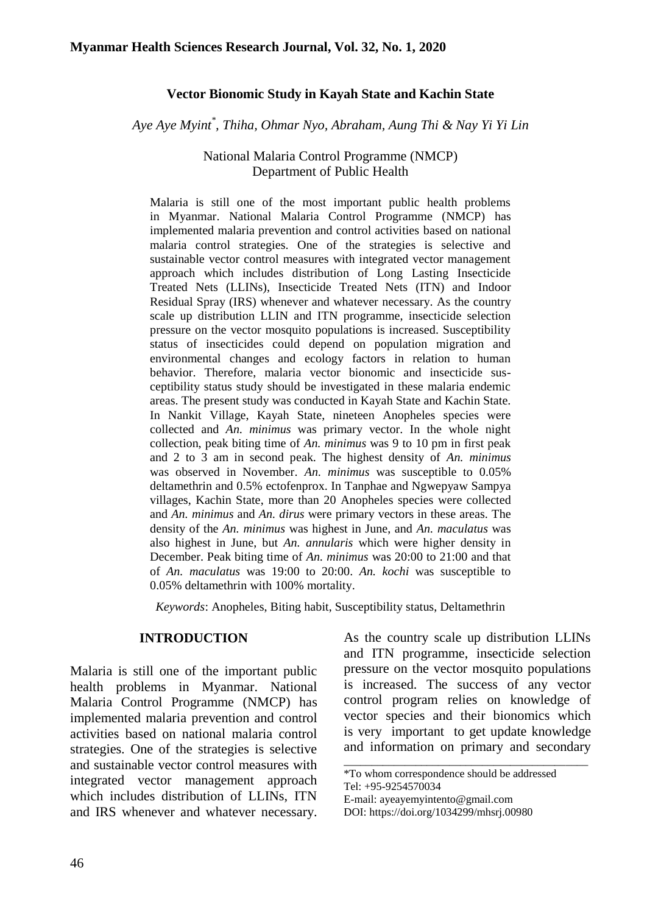# Vector Bionomic Study in Kayah State and Kachin State

*Aye Aye Myint*, Thiha, Ohmar Nyo, Abraham, Aung Thi & Nay Yi Yi Lin*

National Malaria Control Programme (NMCP)
Department of Public Health

Malaria is still one of the most important public health problems in Myanmar. National Malaria Control Programme (NMCP) has implemented malaria prevention and control activities based on national malaria control strategies. One of the strategies is selective and sustainable vector control measures with integrated vector management approach which includes distribution of Long Lasting Insecticide Treated Nets (LLINs), Insecticide Treated Nets (ITN) and Indoor Residual Spray (IRS) whenever and whatever necessary. As the country scale up distribution LLIN and ITN programme, insecticide selection pressure on the vector mosquito populations is increased. Susceptibility status of insecticides could depend on population migration and environmental changes and ecology factors in relation to human behavior. Therefore, malaria vector bionomic and insecticide susceptibility status study should be investigated in these malaria endemic areas. The present study was conducted in Kayah State and Kachin State. In Nankit Village, Kayah State, nineteen Anopheles species were collected and *An. minimus* was primary vector. In the whole night collection, peak biting time of *An. minimus* was 9 to 10 pm in first peak and 2 to 3 am in second peak. The highest density of *An. minimus* was observed in November. *An. minimus* was susceptible to 0.05% deltamethrin and 0.5% ectofenprox. In Tanphae and Ngwepyaw Sampya villages, Kachin State, more than 20 Anopheles species were collected and *An. minimus* and *An. dirus* were primary vectors in these areas. The density of the *An. minimus* was highest in June, and *An. maculatus* was also highest in June, but *An. annularis* which were higher density in December. Peak biting time of *An. minimus* was 20:00 to 21:00 and that of *An. maculatus* was 19:00 to 20:00. *An. kochi* was susceptible to 0.05% deltamethrin with 100% mortality.

*Keywords*: Anopheles, Biting habit, Susceptibility status, Deltamethrin

## INTRODUCTION

Malaria is still one of the important public health problems in Myanmar. National Malaria Control Programme (NMCP) has implemented malaria prevention and control activities based on national malaria control strategies. One of the strategies is selective and sustainable vector control measures with integrated vector management approach which includes distribution of LLINs, ITN and IRS whenever and whatever necessary. As the country scale up distribution LLINs and ITN programme, insecticide selection pressure on the vector mosquito populations is increased. The success of any vector control program relies on knowledge of vector species and their bionomics which is very important to get update knowledge and information on primary and secondary

*To whom correspondence should be addressed
Tel: +95-9254570034
E-mail: ayeayemyintento@gmail.com
DOI: https://doi.org/1034299/mhsrj.00980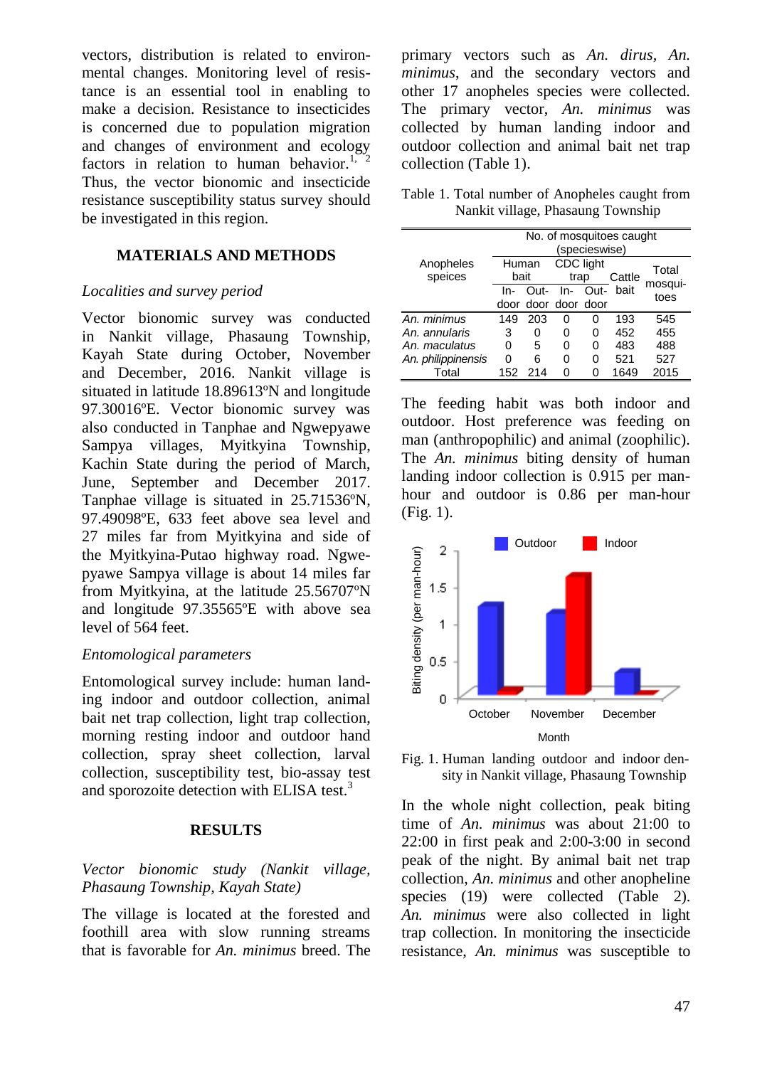vectors, distribution is related to environmental changes. Monitoring level of resistance is an essential tool in enabling to make a decision. Resistance to insecticides is concerned due to population migration and changes of environment and ecology factors in relation to human behavior.[1, 2] Thus, the vector bionomic and insecticide resistance susceptibility status survey should be investigated in this region.

## MATERIALS AND METHODS

### *Localities and survey period*

Vector bionomic survey was conducted in Nankit village, Phasaung Township, Kayah State during October, November and December, 2016. Nankit village is situated in latitude 18.89613ºN and longitude 97.30016ºE. Vector bionomic survey was also conducted in Tanphae and Ngwepyawe Sampya villages, Myitkyina Township, Kachin State during the period of March, June, September and December 2017. Tanphae village is situated in 25.71536ºN, 97.49098ºE, 633 feet above sea level and 27 miles far from Myitkyina and side of the Myitkyina-Putao highway road. Ngwepyawe Sampya village is about 14 miles far from Myitkyina, at the latitude 25.56707ºN and longitude 97.35565ºE with above sea level of 564 feet.

### *Entomological parameters*

Entomological survey include: human landing indoor and outdoor collection, animal bait net trap collection, light trap collection, morning resting indoor and outdoor hand collection, spray sheet collection, larval collection, susceptibility test, bio-assay test and sporozoite detection with ELISA test.[3]

## RESULTS

### *Vector bionomic study (Nankit village, Phasaung Township, Kayah State)*

The village is located at the forested and foothill area with slow running streams that is favorable for *An. minimus* breed. The primary vectors such as *An. dirus*, *An. minimus*, and the secondary vectors and other 17 anopheles species were collected. The primary vector, *An. minimus* was collected by human landing indoor and outdoor collection and animal bait net trap collection (Table 1).

Table 1. Total number of Anopheles caught from Nankit village, Phasaung Township

| Anopheles speices | No. of mosquitoes caught (specieswise) | | | | | |
|---|---|---|---|---|---|---|
| | Human bait | | CDC light trap | | Cattle bait | Total mosquitoes |
| | In-door | Out-door | In-door | Out-door | | |
| *An. minimus* | 149 | 203 | 0 | 0 | 193 | 545 |
| *An. annularis* | 3 | 0 | 0 | 0 | 452 | 455 |
| *An. maculatus* | 0 | 5 | 0 | 0 | 483 | 488 |
| *An. philippinensis* | 0 | 6 | 0 | 0 | 521 | 527 |
| Total | 152 | 214 | 0 | 0 | 1649 | 2015 |

The feeding habit was both indoor and outdoor. Host preference was feeding on man (anthropophilic) and animal (zoophilic). The *An. minimus* biting density of human landing indoor collection is 0.915 per man-hour and outdoor is 0.86 per man-hour (Fig. 1).

Fig. 1. Human landing outdoor and indoor density in Nankit village, Phasaung Township

In the whole night collection, peak biting time of *An. minimus* was about 21:00 to 22:00 in first peak and 2:00-3:00 in second peak of the night. By animal bait net trap collection, *An. minimus* and other anopheline species (19) were collected (Table 2). *An. minimus* were also collected in light trap collection. In monitoring the insecticide resistance, *An. minimus* was susceptible to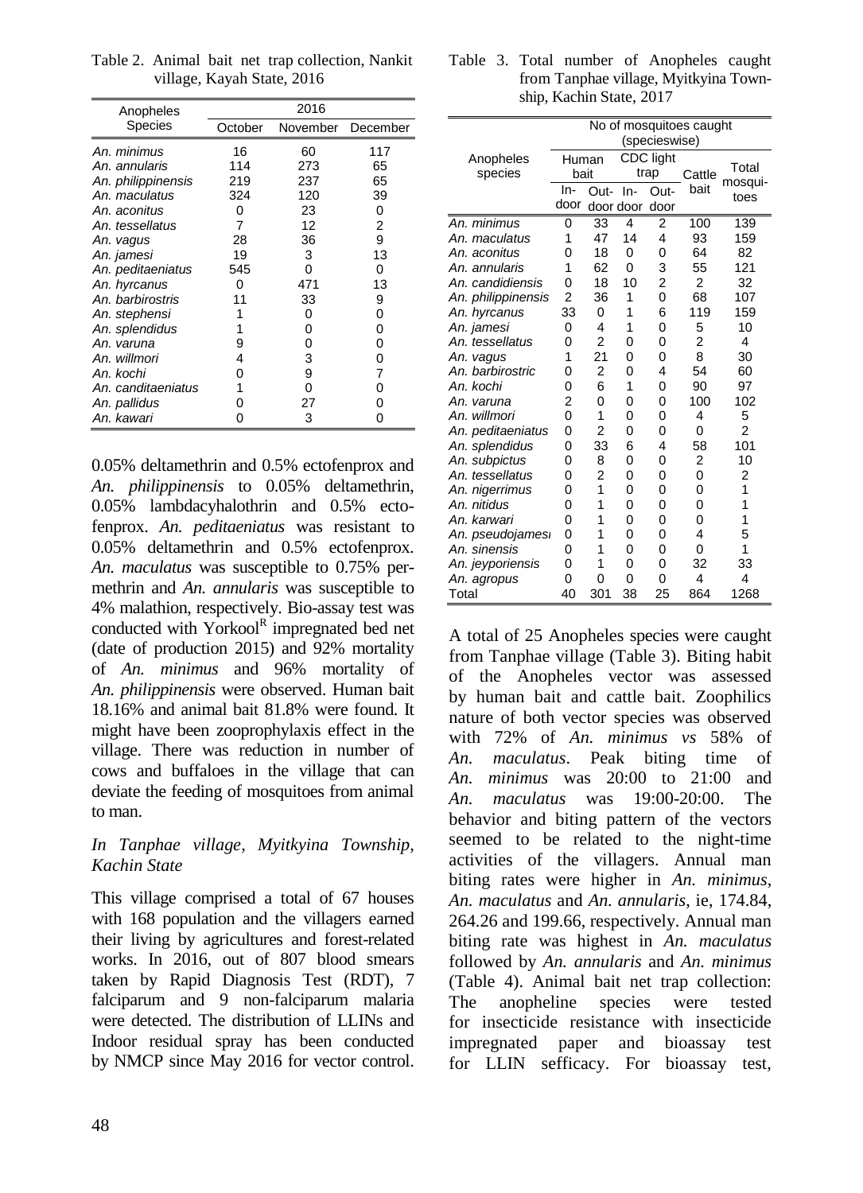Table 2. Animal bait net trap collection, Nankit village, Kayah State, 2016

| Anopheles Species | 2016 | | |
|---|---|---|---|
| | October | November | December |
| *An. minimus* | 16 | 60 | 117 |
| *An. annularis* | 114 | 273 | 65 |
| *An. philippinensis* | 219 | 237 | 65 |
| *An. maculatus* | 324 | 120 | 39 |
| *An. aconitus* | 0 | 23 | 0 |
| *An. tessellatus* | 7 | 12 | 2 |
| *An. vagus* | 28 | 36 | 9 |
| *An. jamesi* | 19 | 3 | 13 |
| *An. peditaeniatus* | 545 | 0 | 0 |
| *An. hyrcanus* | 0 | 471 | 13 |
| *An. barbirostris* | 11 | 33 | 9 |
| *An. stephensi* | 1 | 0 | 0 |
| *An. splendidus* | 1 | 0 | 0 |
| *An. varuna* | 9 | 0 | 0 |
| *An. willmori* | 4 | 3 | 0 |
| *An. kochi* | 0 | 9 | 7 |
| *An. canditaeniatus* | 1 | 0 | 0 |
| *An. pallidus* | 0 | 27 | 0 |
| *An. kawari* | 0 | 3 | 0 |

0.05% deltamethrin and 0.5% ectofenprox and *An. philippinensis* to 0.05% deltamethrin, 0.05% lambdacyhalothrin and 0.5% ectofenprox. *An. peditaeniatus* was resistant to 0.05% deltamethrin and 0.5% ectofenprox. *An. maculatus* was susceptible to 0.75% permethrin and *An. annularis* was susceptible to 4% malathion, respectively. Bio-assay test was conducted with Yorkool[R] impregnated bed net (date of production 2015) and 92% mortality of *An. minimus* and 96% mortality of *An. philippinensis* were observed. Human bait 18.16% and animal bait 81.8% were found. It might have been zooprophylaxis effect in the village. There was reduction in number of cows and buffaloes in the village that can deviate the feeding of mosquitoes from animal to man.

*In Tanphae village, Myitkyina Township, Kachin State*

This village comprised a total of 67 houses with 168 population and the villagers earned their living by agricultures and forest-related works. In 2016, out of 807 blood smears taken by Rapid Diagnosis Test (RDT), 7 falciparum and 9 non-falciparum malaria were detected. The distribution of LLINs and Indoor residual spray has been conducted by NMCP since May 2016 for vector control.

Table 3. Total number of Anopheles caught from Tanphae village, Myitkyina Township, Kachin State, 2017

| Anopheles species | No of mosquitoes caught (specieswise) | | | | | |
|---|---|---|---|---|---|---|
| | Human bait | | CDC light trap | | Cattle bait | Total mosquitoes |
| | In-door | Out-door | In-door | Out-door | | |
| *An. minimus* | 0 | 33 | 4 | 2 | 100 | 139 |
| *An. maculatus* | 1 | 47 | 14 | 4 | 93 | 159 |
| *An. aconitus* | 0 | 18 | 0 | 0 | 64 | 82 |
| *An. annularis* | 1 | 62 | 0 | 3 | 55 | 121 |
| *An. candidiensis* | 0 | 18 | 10 | 2 | 2 | 32 |
| *An. philippinensis* | 2 | 36 | 1 | 0 | 68 | 107 |
| *An. hyrcanus* | 33 | 0 | 1 | 6 | 119 | 159 |
| *An. jamesi* | 0 | 4 | 1 | 0 | 5 | 10 |
| *An. tessellatus* | 0 | 2 | 0 | 0 | 2 | 4 |
| *An. vagus* | 1 | 21 | 0 | 0 | 8 | 30 |
| *An. barbirostric* | 0 | 2 | 0 | 4 | 54 | 60 |
| *An. kochi* | 0 | 6 | 1 | 0 | 90 | 97 |
| *An. varuna* | 2 | 0 | 0 | 0 | 100 | 102 |
| *An. willmori* | 0 | 1 | 0 | 0 | 4 | 5 |
| *An. peditaeniatus* | 0 | 2 | 0 | 0 | 0 | 2 |
| *An. splendidus* | 0 | 33 | 6 | 4 | 58 | 101 |
| *An. subpictus* | 0 | 8 | 0 | 0 | 2 | 10 |
| *An. tessellatus* | 0 | 2 | 0 | 0 | 0 | 2 |
| *An. nigerrimus* | 0 | 1 | 0 | 0 | 0 | 1 |
| *An. nitidus* | 0 | 1 | 0 | 0 | 0 | 1 |
| *An. karwari* | 0 | 1 | 0 | 0 | 0 | 1 |
| *An. pseudojamesi* | 0 | 1 | 0 | 0 | 4 | 5 |
| *An. sinensis* | 0 | 1 | 0 | 0 | 0 | 1 |
| *An. jeyporiensis* | 0 | 1 | 0 | 0 | 32 | 33 |
| *An. agropus* | 0 | 0 | 0 | 0 | 4 | 4 |
| Total | 40 | 301 | 38 | 25 | 864 | 1268 |

A total of 25 Anopheles species were caught from Tanphae village (Table 3). Biting habit of the Anopheles vector was assessed by human bait and cattle bait. Zoophilics nature of both vector species was observed with 72% of *An. minimus vs* 58% of *An. maculatus*. Peak biting time of *An. minimus* was 20:00 to 21:00 and *An. maculatus* was 19:00-20:00. The behavior and biting pattern of the vectors seemed to be related to the night-time activities of the villagers. Annual man biting rates were higher in *An. minimus*, *An. maculatus* and *An. annularis*, ie, 174.84, 264.26 and 199.66, respectively. Annual man biting rate was highest in *An. maculatus* followed by *An. annularis* and *An. minimus* (Table 4). Animal bait net trap collection: The anopheline species were tested for insecticide resistance with insecticide impregnated paper and bioassay test for LLIN sefficacy. For bioassay test,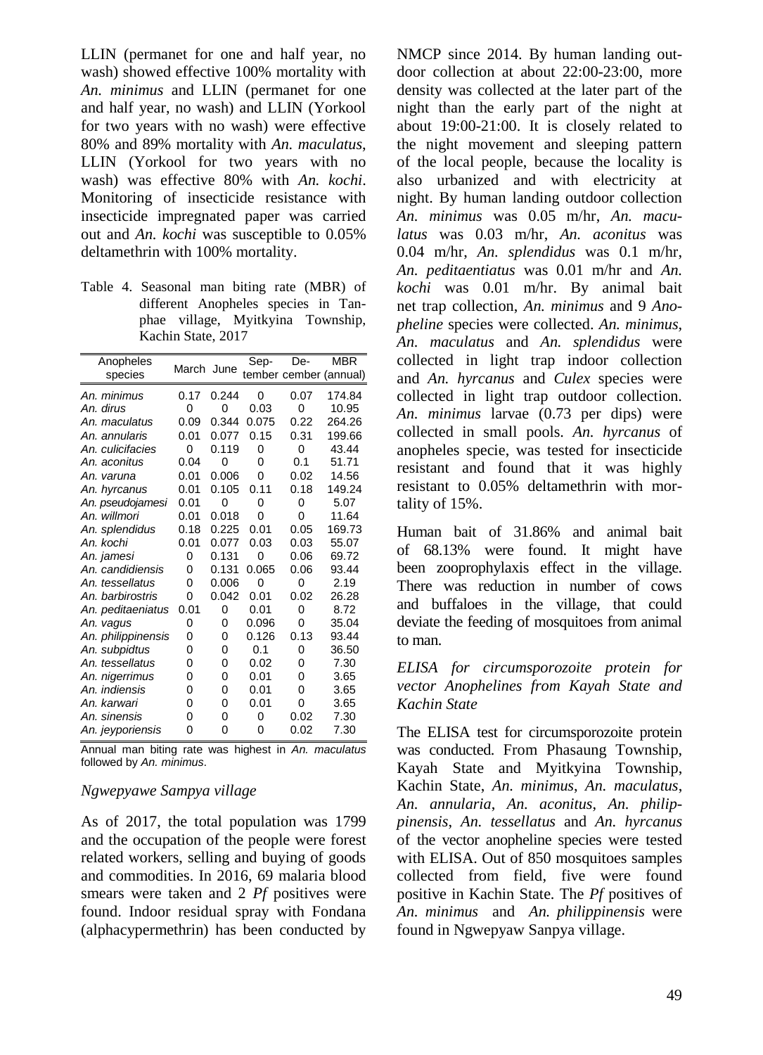LLIN (permanet for one and half year, no wash) showed effective 100% mortality with *An. minimus* and LLIN (permanet for one and half year, no wash) and LLIN (Yorkool for two years with no wash) were effective 80% and 89% mortality with *An. maculatus*, LLIN (Yorkool for two years with no wash) was effective 80% with *An. kochi*. Monitoring of insecticide resistance with insecticide impregnated paper was carried out and *An. kochi* was susceptible to 0.05% deltamethrin with 100% mortality.

Table 4. Seasonal man biting rate (MBR) of different Anopheles species in Tanphae village, Myitkyina Township, Kachin State, 2017

| Anopheles species | March | June | September | December | MBR (annual) |
|---|---|---|---|---|---|
| *An. minimus* | 0.17 | 0.244 | 0 | 0.07 | 174.84 |
| *An. dirus* | 0 | 0 | 0.03 | 0 | 10.95 |
| *An. maculatus* | 0.09 | 0.344 | 0.075 | 0.22 | 264.26 |
| *An. annularis* | 0.01 | 0.077 | 0.15 | 0.31 | 199.66 |
| *An. culicifacies* | 0 | 0.119 | 0 | 0 | 43.44 |
| *An. aconitus* | 0.04 | 0 | 0 | 0.1 | 51.71 |
| *An. varuna* | 0.01 | 0.006 | 0 | 0.02 | 14.56 |
| *An. hyrcanus* | 0.01 | 0.105 | 0.11 | 0.18 | 149.24 |
| *An. pseudojamesi* | 0.01 | 0 | 0 | 0 | 5.07 |
| *An. willmori* | 0.01 | 0.018 | 0 | 0 | 11.64 |
| *An. splendidus* | 0.18 | 0.225 | 0.01 | 0.05 | 169.73 |
| *An. kochi* | 0.01 | 0.077 | 0.03 | 0.03 | 55.07 |
| *An. jamesi* | 0 | 0.131 | 0 | 0.06 | 69.72 |
| *An. candidiensis* | 0 | 0.131 | 0.065 | 0.06 | 93.44 |
| *An. tessellatus* | 0 | 0.006 | 0 | 0 | 2.19 |
| *An. barbirostris* | 0 | 0.042 | 0.01 | 0.02 | 26.28 |
| *An. peditaeniatus* | 0.01 | 0 | 0.01 | 0 | 8.72 |
| *An. vagus* | 0 | 0 | 0.096 | 0 | 35.04 |
| *An. philippinensis* | 0 | 0 | 0.126 | 0.13 | 93.44 |
| *An. subpidtus* | 0 | 0 | 0.1 | 0 | 36.50 |
| *An. tessellatus* | 0 | 0 | 0.02 | 0 | 7.30 |
| *An. nigerrimus* | 0 | 0 | 0.01 | 0 | 3.65 |
| *An. indiensis* | 0 | 0 | 0.01 | 0 | 3.65 |
| *An. karwari* | 0 | 0 | 0.01 | 0 | 3.65 |
| *An. sinensis* | 0 | 0 | 0 | 0.02 | 7.30 |
| *An. jeyporiensis* | 0 | 0 | 0 | 0.02 | 7.30 |

Annual man biting rate was highest in *An. maculatus* followed by *An. minimus*.

### *Ngwepyawe Sampya village*

As of 2017, the total population was 1799 and the occupation of the people were forest related workers, selling and buying of goods and commodities. In 2016, 69 malaria blood smears were taken and 2 *Pf* positives were found. Indoor residual spray with Fondana (alphacypermethrin) has been conducted by NMCP since 2014. By human landing outdoor collection at about 22:00-23:00, more density was collected at the later part of the night than the early part of the night at about 19:00-21:00. It is closely related to the night movement and sleeping pattern of the local people, because the locality is also urbanized and with electricity at night. By human landing outdoor collection *An. minimus* was 0.05 m/hr, *An. maculatus* was 0.03 m/hr, *An. aconitus* was 0.04 m/hr, *An. splendidus* was 0.1 m/hr, *An. peditaentiatus* was 0.01 m/hr and *An. kochi* was 0.01 m/hr. By animal bait net trap collection, *An. minimus* and 9 *Anopheline* species were collected. *An. minimus*, *An. maculatus* and *An. splendidus* were collected in light trap indoor collection and *An. hyrcanus* and *Culex* species were collected in light trap outdoor collection. *An. minimus* larvae (0.73 per dips) were collected in small pools. *An. hyrcanus* of anopheles specie, was tested for insecticide resistant and found that it was highly resistant to 0.05% deltamethrin with mortality of 15%.

Human bait of 31.86% and animal bait of 68.13% were found. It might have been zooprophylaxis effect in the village. There was reduction in number of cows and buffaloes in the village, that could deviate the feeding of mosquitoes from animal to man.

### *ELISA for circumsporozoite protein for vector Anophelines from Kayah State and Kachin State*

The ELISA test for circumsporozoite protein was conducted. From Phasaung Township, Kayah State and Myitkyina Township, Kachin State, *An. minimus*, *An. maculatus*, *An. annularia*, *An. aconitus*, *An. philippinensis*, *An. tessellatus* and *An. hyrcanus* of the vector anopheline species were tested with ELISA. Out of 850 mosquitoes samples collected from field, five were found positive in Kachin State. The *Pf* positives of *An. minimus* and *An. philippinensis* were found in Ngwepyaw Sanpya village.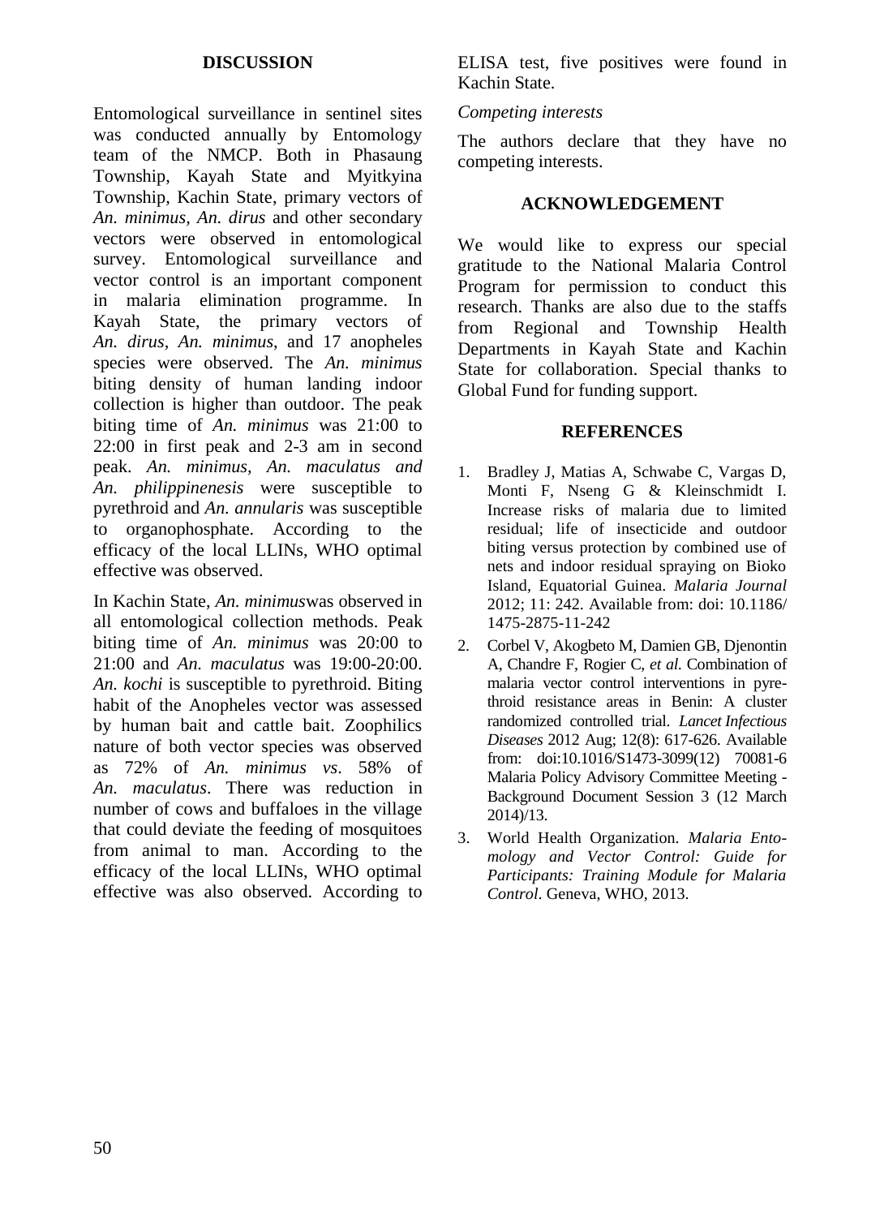## DISCUSSION

Entomological surveillance in sentinel sites was conducted annually by Entomology team of the NMCP. Both in Phasaung Township, Kayah State and Myitkyina Township, Kachin State, primary vectors of *An. minimus*, *An. dirus* and other secondary vectors were observed in entomological survey. Entomological surveillance and vector control is an important component in malaria elimination programme. In Kayah State, the primary vectors of *An. dirus*, *An. minimus*, and 17 anopheles species were observed. The *An. minimus* biting density of human landing indoor collection is higher than outdoor. The peak biting time of *An. minimus* was 21:00 to 22:00 in first peak and 2-3 am in second peak. *An. minimus*, *An. maculatus and An. philippinenesis* were susceptible to pyrethroid and *An. annularis* was susceptible to organophosphate. According to the efficacy of the local LLINs, WHO optimal effective was observed.

In Kachin State, *An. minimus*was observed in all entomological collection methods. Peak biting time of *An. minimus* was 20:00 to 21:00 and *An. maculatus* was 19:00-20:00. *An. kochi* is susceptible to pyrethroid. Biting habit of the Anopheles vector was assessed by human bait and cattle bait. Zoophilics nature of both vector species was observed as 72% of *An. minimus vs*. 58% of *An. maculatus*. There was reduction in number of cows and buffaloes in the village that could deviate the feeding of mosquitoes from animal to man. According to the efficacy of the local LLINs, WHO optimal effective was also observed. According to ELISA test, five positives were found in Kachin State.

*Competing interests*

The authors declare that they have no competing interests.

## ACKNOWLEDGEMENT

We would like to express our special gratitude to the National Malaria Control Program for permission to conduct this research. Thanks are also due to the staffs from Regional and Township Health Departments in Kayah State and Kachin State for collaboration. Special thanks to Global Fund for funding support.

## REFERENCES

1. Bradley J, Matias A, Schwabe C, Vargas D, Monti F, Nseng G & Kleinschmidt I. Increase risks of malaria due to limited residual; life of insecticide and outdoor biting versus protection by combined use of nets and indoor residual spraying on Bioko Island, Equatorial Guinea. *Malaria Journal* 2012; 11: 242. Available from: doi: 10.1186/ 1475-2875-11-242
2. Corbel V, Akogbeto M, Damien GB, Djenontin A, Chandre F, Rogier C, *et al.* Combination of malaria vector control interventions in pyrethroid resistance areas in Benin: A cluster randomized controlled trial. *Lancet Infectious Diseases* 2012 Aug; 12(8): 617-626. Available from: doi:10.1016/S1473-3099(12) 70081-6 Malaria Policy Advisory Committee Meeting - Background Document Session 3 (12 March 2014)/13.
3. World Health Organization. *Malaria Entomology and Vector Control: Guide for Participants: Training Module for Malaria Control*. Geneva, WHO, 2013.